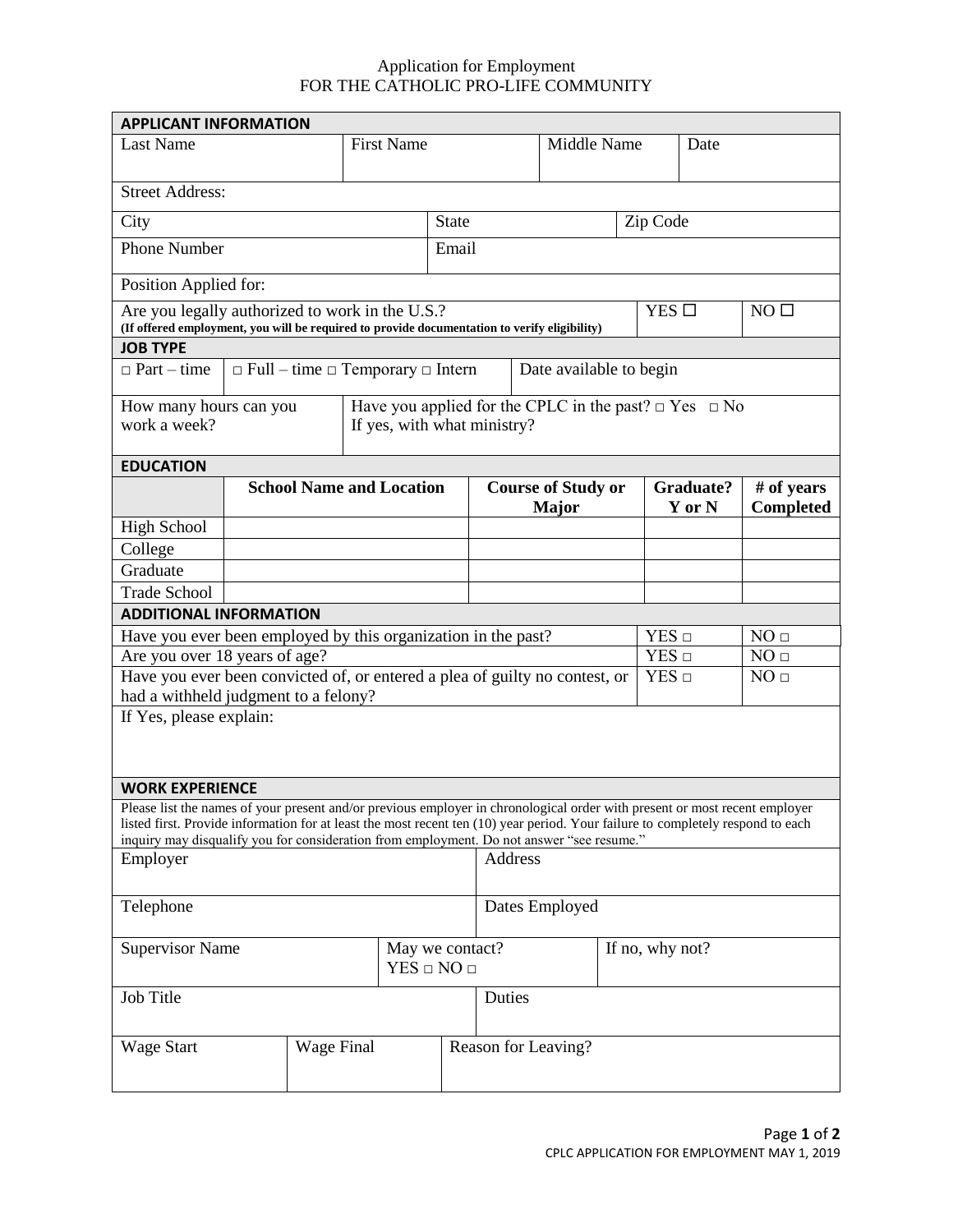Application for Employment
FOR THE CATHOLIC PRO-LIFE COMMUNITY

| **APPLICANT INFORMATION** | | | |
|---|---|---|---|
| Last Name | First Name | Middle Name | Date |
| Street Address: | | | |
| City | State | Zip Code | |
| Phone Number | Email | | |
| Position Applied for: | | | |
| Are you legally authorized to work in the U.S.? **(If offered employment, you will be required to provide documentation to verify eligibility)** | | YES ☐ | NO ☐ |

| **JOB TYPE** | | |
|---|---|---|
| □ Part – time | □ Full – time □ Temporary □ Intern | Date available to begin |
| How many hours can you work a week? | Have you applied for the CPLC in the past? □ Yes □ No If yes, with what ministry? | |

| **EDUCATION** | | | | |
|---|---|---|---|---|
| | **School Name and Location** | **Course of Study or Major** | **Graduate? Y or N** | **# of years Completed** |
| High School | | | | |
| College | | | | |
| Graduate | | | | |
| Trade School | | | | |

| **ADDITIONAL INFORMATION** | | |
|---|---|---|
| Have you ever been employed by this organization in the past? | YES □ | NO □ |
| Are you over 18 years of age? | YES □ | NO □ |
| Have you ever been convicted of, or entered a plea of guilty no contest, or had a withheld judgment to a felony? | YES □ | NO □ |
| If Yes, please explain: | | |

**WORK EXPERIENCE**

Please list the names of your present and/or previous employer in chronological order with present or most recent employer listed first. Provide information for at least the most recent ten (10) year period. Your failure to completely respond to each inquiry may disqualify you for consideration from employment. Do not answer "see resume."

| Employer | | Address | |
|---|---|---|---|
| Telephone | | Dates Employed | |
| Supervisor Name | May we contact? YES □ NO □ | If no, why not? | |
| Job Title | | Duties | |
| Wage Start | Wage Final | Reason for Leaving? | |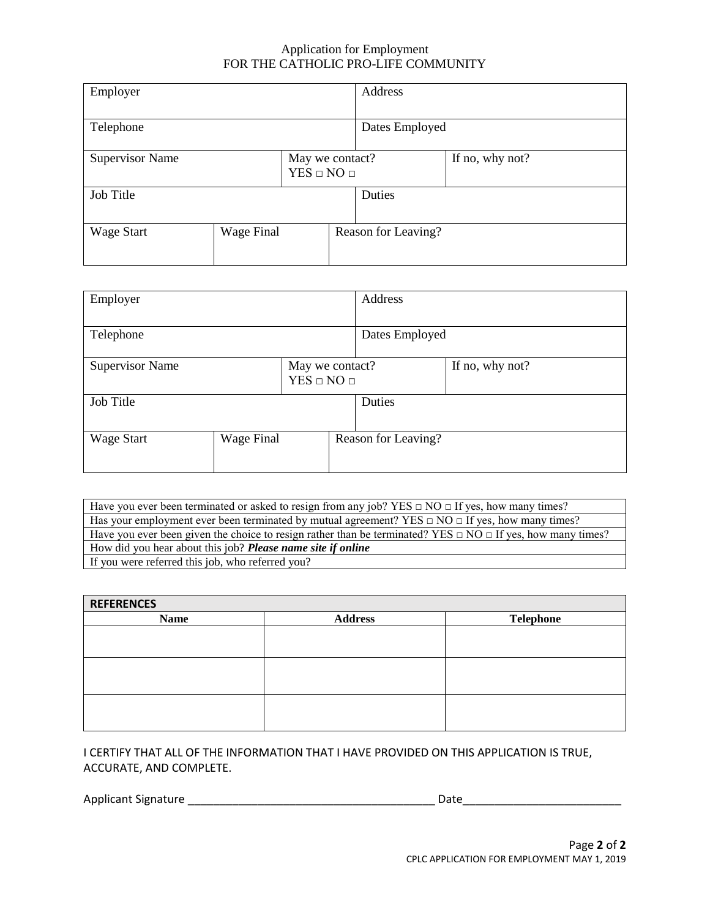Application for Employment
FOR THE CATHOLIC PRO-LIFE COMMUNITY

| | | | |
|---|---|---|---|
| Employer | | Address | |
| Telephone | | Dates Employed | |
| Supervisor Name | May we contact? YES □ NO □ | | If no, why not? |
| Job Title | | Duties | |
| Wage Start | Wage Final | Reason for Leaving? | |

| | | | |
|---|---|---|---|
| Employer | | Address | |
| Telephone | | Dates Employed | |
| Supervisor Name | May we contact? YES □ NO □ | | If no, why not? |
| Job Title | | Duties | |
| Wage Start | Wage Final | Reason for Leaving? | |

| |
|---|
| Have you ever been terminated or asked to resign from any job? YES □ NO □ If yes, how many times? |
| Has your employment ever been terminated by mutual agreement? YES □ NO □ If yes, how many times? |
| Have you ever been given the choice to resign rather than be terminated? YES □ NO □ If yes, how many times? |
| How did you hear about this job? ***Please name site if online*** |
| If you were referred this job, who referred you? |

| **REFERENCES** | | |
|---|---|---|
| **Name** | **Address** | **Telephone** |
| | | |
| | | |
| | | |

I CERTIFY THAT ALL OF THE INFORMATION THAT I HAVE PROVIDED ON THIS APPLICATION IS TRUE, ACCURATE, AND COMPLETE.

Applicant Signature _______________________________________ Date_________________________

CPLC APPLICATION FOR EMPLOYMENT MAY 1, 2019